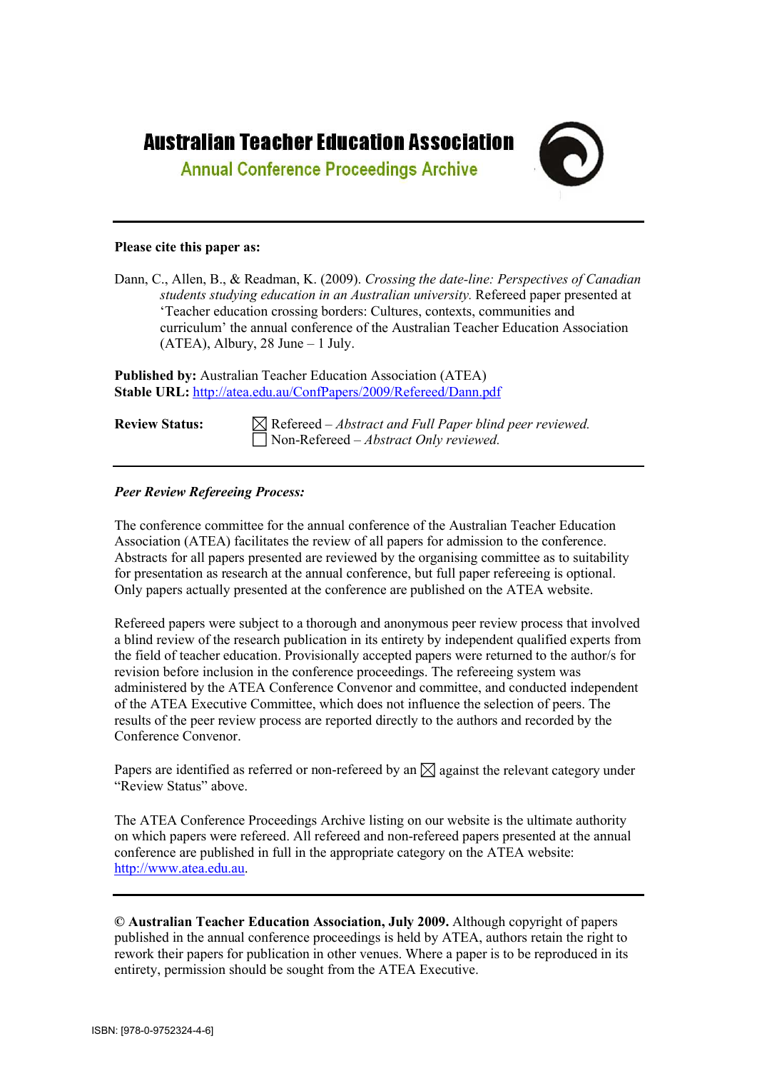# Australian Teacher Education Association

## Annual Conference Proceedings Archive

---

**Please cite this paper as:**

Dann, C., Allen, B., & Readman, K. (2009). *Crossing the date-line: Perspectives of Canadian students studying education in an Australian university.* Refereed paper presented at 'Teacher education crossing borders: Cultures, contexts, communities and curriculum' the annual conference of the Australian Teacher Education Association (ATEA), Albury, 28 June – 1 July.

**Published by:** Australian Teacher Education Association (ATEA)
**Stable URL:** http://atea.edu.au/ConfPapers/2009/Refereed/Dann.pdf

**Review Status:**
☒ Refereed – *Abstract and Full Paper blind peer reviewed.*
☐ Non-Refereed – *Abstract Only reviewed.*

---

***Peer Review Refereeing Process:***

The conference committee for the annual conference of the Australian Teacher Education Association (ATEA) facilitates the review of all papers for admission to the conference. Abstracts for all papers presented are reviewed by the organising committee as to suitability for presentation as research at the annual conference, but full paper refereeing is optional. Only papers actually presented at the conference are published on the ATEA website.

Refereed papers were subject to a thorough and anonymous peer review process that involved a blind review of the research publication in its entirety by independent qualified experts from the field of teacher education. Provisionally accepted papers were returned to the author/s for revision before inclusion in the conference proceedings. The refereeing system was administered by the ATEA Conference Convenor and committee, and conducted independent of the ATEA Executive Committee, which does not influence the selection of peers. The results of the peer review process are reported directly to the authors and recorded by the Conference Convenor.

Papers are identified as referred or non-refereed by an ☒ against the relevant category under "Review Status" above.

The ATEA Conference Proceedings Archive listing on our website is the ultimate authority on which papers were refereed. All refereed and non-refereed papers presented at the annual conference are published in full in the appropriate category on the ATEA website: http://www.atea.edu.au.

---

**© Australian Teacher Education Association, July 2009.** Although copyright of papers published in the annual conference proceedings is held by ATEA, authors retain the right to rework their papers for publication in other venues. Where a paper is to be reproduced in its entirety, permission should be sought from the ATEA Executive.

ISBN: [978-0-9752324-4-6]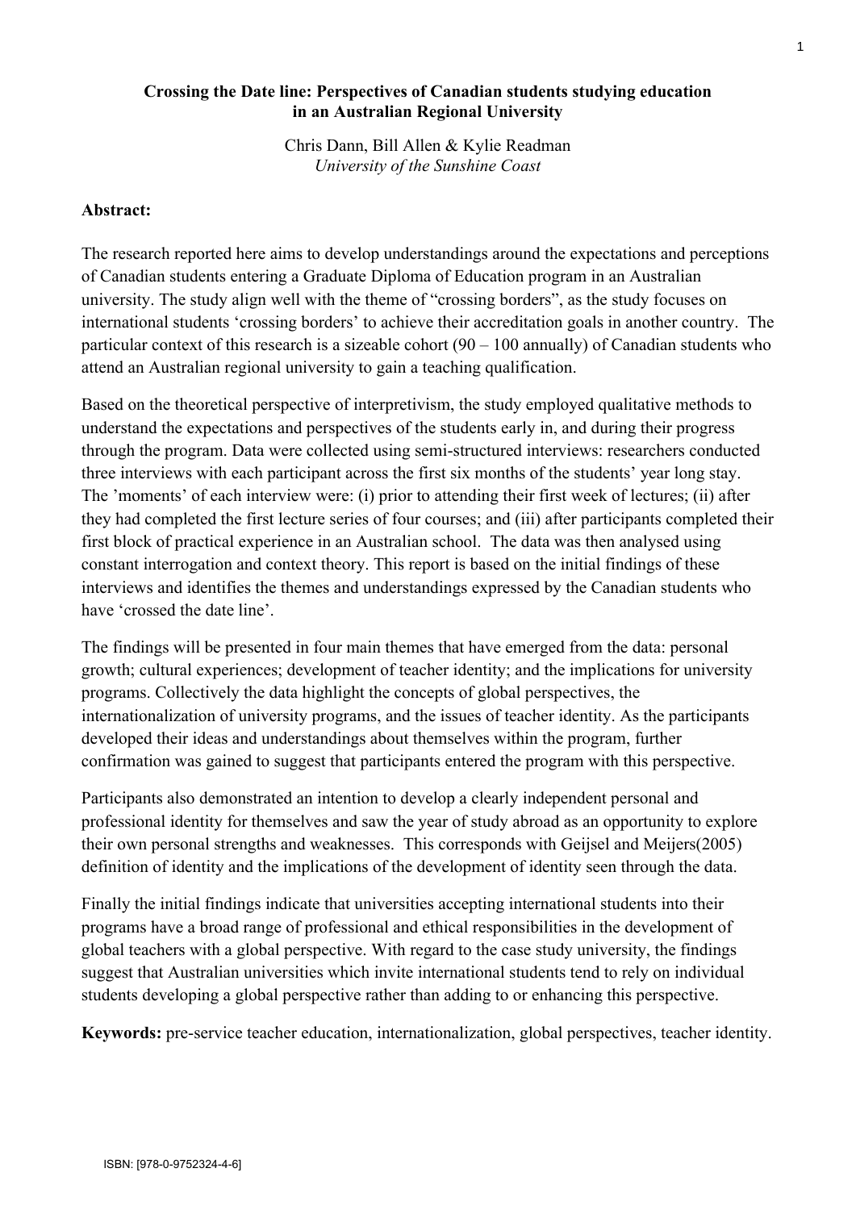**Crossing the Date line: Perspectives of Canadian students studying education in an Australian Regional University**

Chris Dann, Bill Allen & Kylie Readman
*University of the Sunshine Coast*

**Abstract:**

The research reported here aims to develop understandings around the expectations and perceptions of Canadian students entering a Graduate Diploma of Education program in an Australian university. The study align well with the theme of "crossing borders", as the study focuses on international students 'crossing borders' to achieve their accreditation goals in another country. The particular context of this research is a sizeable cohort (90 – 100 annually) of Canadian students who attend an Australian regional university to gain a teaching qualification.

Based on the theoretical perspective of interpretivism, the study employed qualitative methods to understand the expectations and perspectives of the students early in, and during their progress through the program. Data were collected using semi-structured interviews: researchers conducted three interviews with each participant across the first six months of the students' year long stay. The 'moments' of each interview were: (i) prior to attending their first week of lectures; (ii) after they had completed the first lecture series of four courses; and (iii) after participants completed their first block of practical experience in an Australian school. The data was then analysed using constant interrogation and context theory. This report is based on the initial findings of these interviews and identifies the themes and understandings expressed by the Canadian students who have 'crossed the date line'.

The findings will be presented in four main themes that have emerged from the data: personal growth; cultural experiences; development of teacher identity; and the implications for university programs. Collectively the data highlight the concepts of global perspectives, the internationalization of university programs, and the issues of teacher identity. As the participants developed their ideas and understandings about themselves within the program, further confirmation was gained to suggest that participants entered the program with this perspective.

Participants also demonstrated an intention to develop a clearly independent personal and professional identity for themselves and saw the year of study abroad as an opportunity to explore their own personal strengths and weaknesses. This corresponds with Geijsel and Meijers(2005) definition of identity and the implications of the development of identity seen through the data.

Finally the initial findings indicate that universities accepting international students into their programs have a broad range of professional and ethical responsibilities in the development of global teachers with a global perspective. With regard to the case study university, the findings suggest that Australian universities which invite international students tend to rely on individual students developing a global perspective rather than adding to or enhancing this perspective.

**Keywords:** pre-service teacher education, internationalization, global perspectives, teacher identity.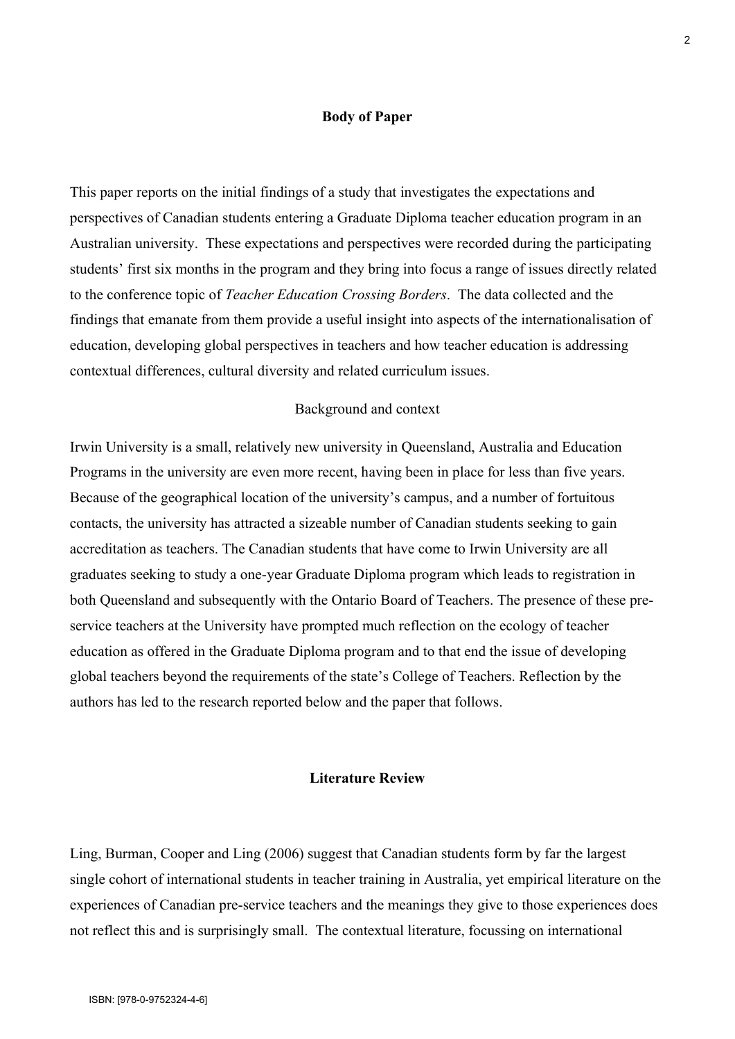**Body of Paper**

This paper reports on the initial findings of a study that investigates the expectations and perspectives of Canadian students entering a Graduate Diploma teacher education program in an Australian university. These expectations and perspectives were recorded during the participating students' first six months in the program and they bring into focus a range of issues directly related to the conference topic of *Teacher Education Crossing Borders*. The data collected and the findings that emanate from them provide a useful insight into aspects of the internationalisation of education, developing global perspectives in teachers and how teacher education is addressing contextual differences, cultural diversity and related curriculum issues.

Background and context

Irwin University is a small, relatively new university in Queensland, Australia and Education Programs in the university are even more recent, having been in place for less than five years. Because of the geographical location of the university's campus, and a number of fortuitous contacts, the university has attracted a sizeable number of Canadian students seeking to gain accreditation as teachers. The Canadian students that have come to Irwin University are all graduates seeking to study a one-year Graduate Diploma program which leads to registration in both Queensland and subsequently with the Ontario Board of Teachers. The presence of these pre-service teachers at the University have prompted much reflection on the ecology of teacher education as offered in the Graduate Diploma program and to that end the issue of developing global teachers beyond the requirements of the state's College of Teachers. Reflection by the authors has led to the research reported below and the paper that follows.

**Literature Review**

Ling, Burman, Cooper and Ling (2006) suggest that Canadian students form by far the largest single cohort of international students in teacher training in Australia, yet empirical literature on the experiences of Canadian pre-service teachers and the meanings they give to those experiences does not reflect this and is surprisingly small. The contextual literature, focussing on international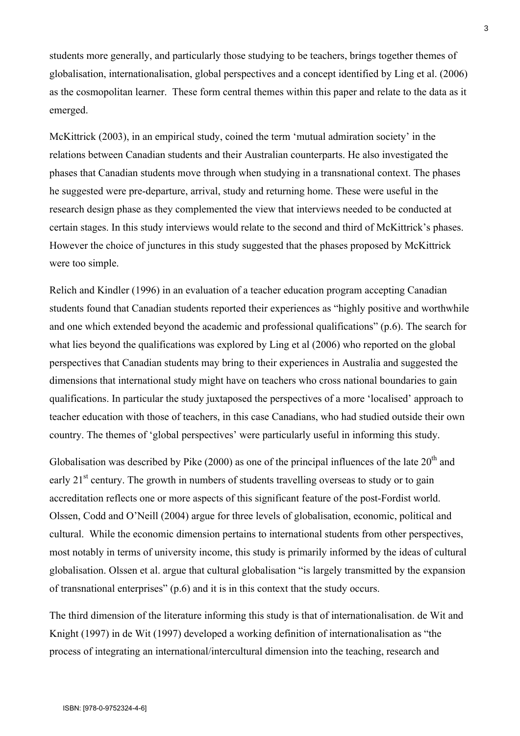students more generally, and particularly those studying to be teachers, brings together themes of globalisation, internationalisation, global perspectives and a concept identified by Ling et al. (2006) as the cosmopolitan learner. These form central themes within this paper and relate to the data as it emerged.

McKittrick (2003), in an empirical study, coined the term 'mutual admiration society' in the relations between Canadian students and their Australian counterparts. He also investigated the phases that Canadian students move through when studying in a transnational context. The phases he suggested were pre-departure, arrival, study and returning home. These were useful in the research design phase as they complemented the view that interviews needed to be conducted at certain stages. In this study interviews would relate to the second and third of McKittrick's phases. However the choice of junctures in this study suggested that the phases proposed by McKittrick were too simple.

Relich and Kindler (1996) in an evaluation of a teacher education program accepting Canadian students found that Canadian students reported their experiences as "highly positive and worthwhile and one which extended beyond the academic and professional qualifications" (p.6). The search for what lies beyond the qualifications was explored by Ling et al (2006) who reported on the global perspectives that Canadian students may bring to their experiences in Australia and suggested the dimensions that international study might have on teachers who cross national boundaries to gain qualifications. In particular the study juxtaposed the perspectives of a more 'localised' approach to teacher education with those of teachers, in this case Canadians, who had studied outside their own country. The themes of 'global perspectives' were particularly useful in informing this study.

Globalisation was described by Pike (2000) as one of the principal influences of the late 20th and early 21st century. The growth in numbers of students travelling overseas to study or to gain accreditation reflects one or more aspects of this significant feature of the post-Fordist world. Olssen, Codd and O'Neill (2004) argue for three levels of globalisation, economic, political and cultural. While the economic dimension pertains to international students from other perspectives, most notably in terms of university income, this study is primarily informed by the ideas of cultural globalisation. Olssen et al. argue that cultural globalisation "is largely transmitted by the expansion of transnational enterprises" (p.6) and it is in this context that the study occurs.

The third dimension of the literature informing this study is that of internationalisation. de Wit and Knight (1997) in de Wit (1997) developed a working definition of internationalisation as "the process of integrating an international/intercultural dimension into the teaching, research and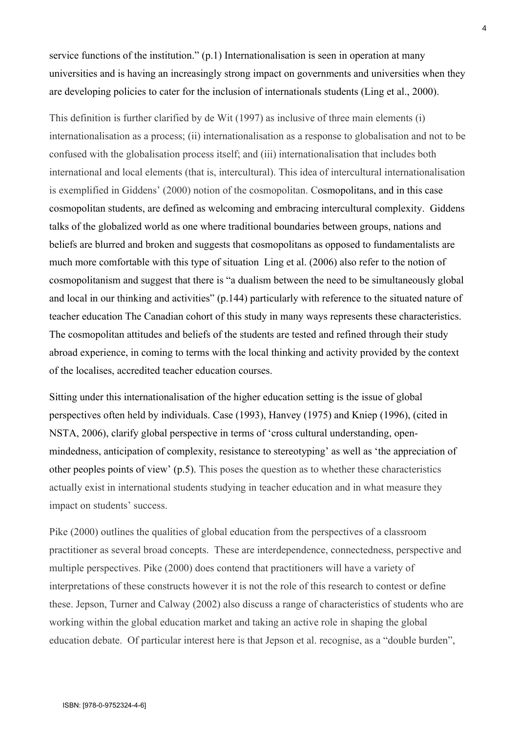service functions of the institution." (p.1) Internationalisation is seen in operation at many universities and is having an increasingly strong impact on governments and universities when they are developing policies to cater for the inclusion of internationals students (Ling et al., 2000).

This definition is further clarified by de Wit (1997) as inclusive of three main elements (i) internationalisation as a process; (ii) internationalisation as a response to globalisation and not to be confused with the globalisation process itself; and (iii) internationalisation that includes both international and local elements (that is, intercultural). This idea of intercultural internationalisation is exemplified in Giddens' (2000) notion of the cosmopolitan. Cosmopolitans, and in this case cosmopolitan students, are defined as welcoming and embracing intercultural complexity. Giddens talks of the globalized world as one where traditional boundaries between groups, nations and beliefs are blurred and broken and suggests that cosmopolitans as opposed to fundamentalists are much more comfortable with this type of situation Ling et al. (2006) also refer to the notion of cosmopolitanism and suggest that there is "a dualism between the need to be simultaneously global and local in our thinking and activities" (p.144) particularly with reference to the situated nature of teacher education The Canadian cohort of this study in many ways represents these characteristics. The cosmopolitan attitudes and beliefs of the students are tested and refined through their study abroad experience, in coming to terms with the local thinking and activity provided by the context of the localises, accredited teacher education courses.

Sitting under this internationalisation of the higher education setting is the issue of global perspectives often held by individuals. Case (1993), Hanvey (1975) and Kniep (1996), (cited in NSTA, 2006), clarify global perspective in terms of 'cross cultural understanding, open-mindedness, anticipation of complexity, resistance to stereotyping' as well as 'the appreciation of other peoples points of view' (p.5). This poses the question as to whether these characteristics actually exist in international students studying in teacher education and in what measure they impact on students' success.

Pike (2000) outlines the qualities of global education from the perspectives of a classroom practitioner as several broad concepts. These are interdependence, connectedness, perspective and multiple perspectives. Pike (2000) does contend that practitioners will have a variety of interpretations of these constructs however it is not the role of this research to contest or define these. Jepson, Turner and Calway (2002) also discuss a range of characteristics of students who are working within the global education market and taking an active role in shaping the global education debate. Of particular interest here is that Jepson et al. recognise, as a "double burden",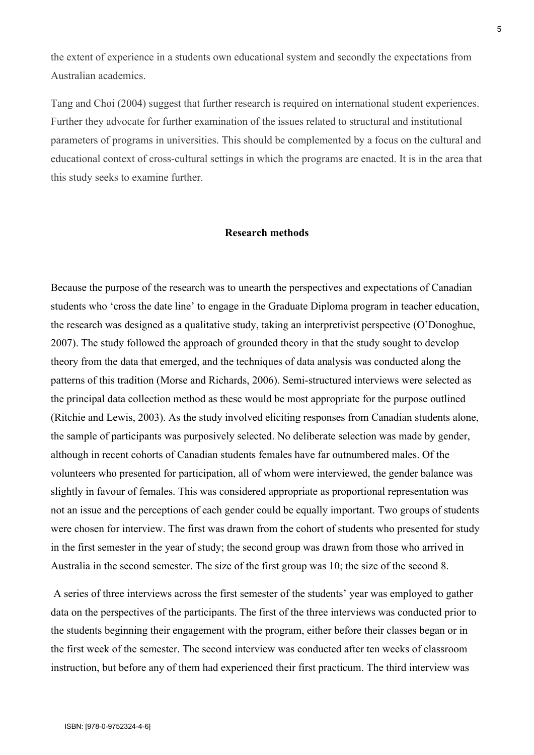the extent of experience in a students own educational system and secondly the expectations from Australian academics.

Tang and Choi (2004) suggest that further research is required on international student experiences. Further they advocate for further examination of the issues related to structural and institutional parameters of programs in universities. This should be complemented by a focus on the cultural and educational context of cross-cultural settings in which the programs are enacted. It is in the area that this study seeks to examine further.

## Research methods

Because the purpose of the research was to unearth the perspectives and expectations of Canadian students who 'cross the date line' to engage in the Graduate Diploma program in teacher education, the research was designed as a qualitative study, taking an interpretivist perspective (O'Donoghue, 2007). The study followed the approach of grounded theory in that the study sought to develop theory from the data that emerged, and the techniques of data analysis was conducted along the patterns of this tradition (Morse and Richards, 2006). Semi-structured interviews were selected as the principal data collection method as these would be most appropriate for the purpose outlined (Ritchie and Lewis, 2003). As the study involved eliciting responses from Canadian students alone, the sample of participants was purposively selected. No deliberate selection was made by gender, although in recent cohorts of Canadian students females have far outnumbered males. Of the volunteers who presented for participation, all of whom were interviewed, the gender balance was slightly in favour of females. This was considered appropriate as proportional representation was not an issue and the perceptions of each gender could be equally important. Two groups of students were chosen for interview. The first was drawn from the cohort of students who presented for study in the first semester in the year of study; the second group was drawn from those who arrived in Australia in the second semester. The size of the first group was 10; the size of the second 8.

A series of three interviews across the first semester of the students' year was employed to gather data on the perspectives of the participants. The first of the three interviews was conducted prior to the students beginning their engagement with the program, either before their classes began or in the first week of the semester. The second interview was conducted after ten weeks of classroom instruction, but before any of them had experienced their first practicum. The third interview was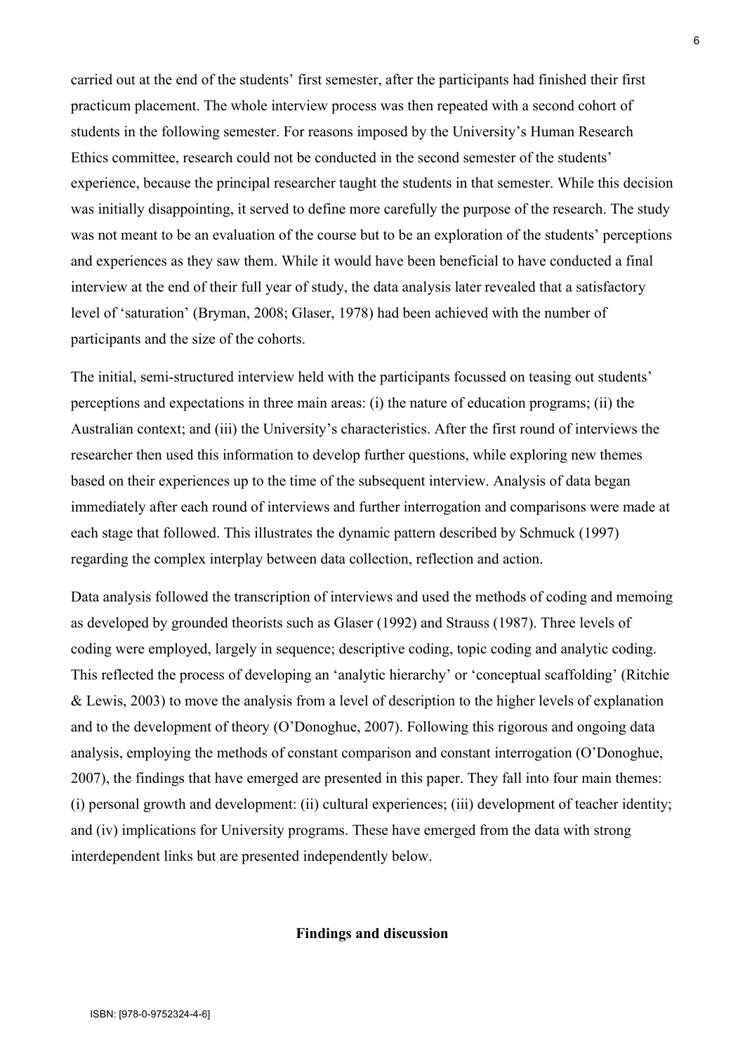carried out at the end of the students' first semester, after the participants had finished their first practicum placement. The whole interview process was then repeated with a second cohort of students in the following semester. For reasons imposed by the University's Human Research Ethics committee, research could not be conducted in the second semester of the students' experience, because the principal researcher taught the students in that semester. While this decision was initially disappointing, it served to define more carefully the purpose of the research. The study was not meant to be an evaluation of the course but to be an exploration of the students' perceptions and experiences as they saw them. While it would have been beneficial to have conducted a final interview at the end of their full year of study, the data analysis later revealed that a satisfactory level of 'saturation' (Bryman, 2008; Glaser, 1978) had been achieved with the number of participants and the size of the cohorts.

The initial, semi-structured interview held with the participants focussed on teasing out students' perceptions and expectations in three main areas: (i) the nature of education programs; (ii) the Australian context; and (iii) the University's characteristics. After the first round of interviews the researcher then used this information to develop further questions, while exploring new themes based on their experiences up to the time of the subsequent interview. Analysis of data began immediately after each round of interviews and further interrogation and comparisons were made at each stage that followed. This illustrates the dynamic pattern described by Schmuck (1997) regarding the complex interplay between data collection, reflection and action.

Data analysis followed the transcription of interviews and used the methods of coding and memoing as developed by grounded theorists such as Glaser (1992) and Strauss (1987). Three levels of coding were employed, largely in sequence; descriptive coding, topic coding and analytic coding. This reflected the process of developing an 'analytic hierarchy' or 'conceptual scaffolding' (Ritchie & Lewis, 2003) to move the analysis from a level of description to the higher levels of explanation and to the development of theory (O'Donoghue, 2007). Following this rigorous and ongoing data analysis, employing the methods of constant comparison and constant interrogation (O'Donoghue, 2007), the findings that have emerged are presented in this paper. They fall into four main themes: (i) personal growth and development: (ii) cultural experiences; (iii) development of teacher identity; and (iv) implications for University programs. These have emerged from the data with strong interdependent links but are presented independently below.

## Findings and discussion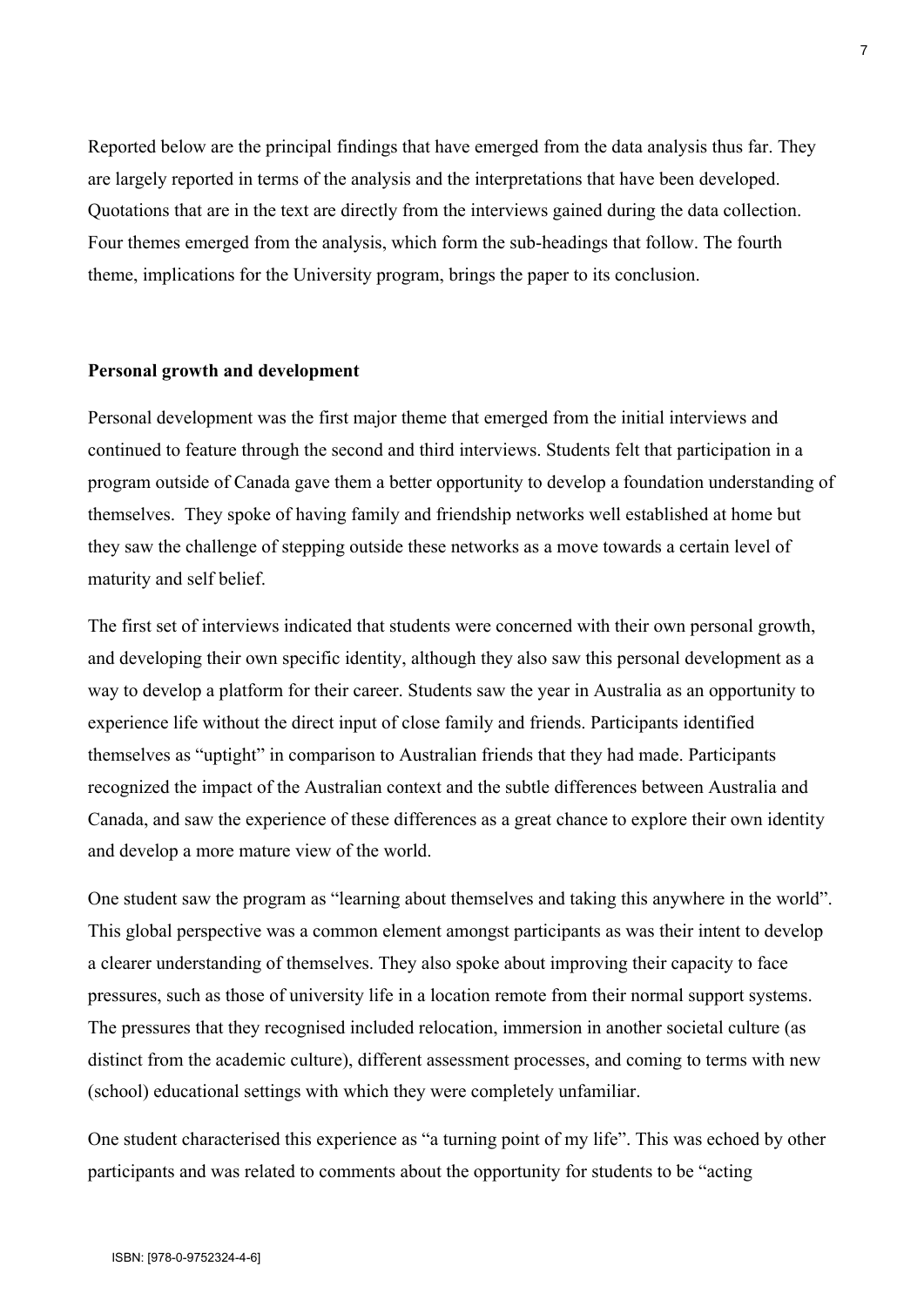Reported below are the principal findings that have emerged from the data analysis thus far. They are largely reported in terms of the analysis and the interpretations that have been developed. Quotations that are in the text are directly from the interviews gained during the data collection. Four themes emerged from the analysis, which form the sub-headings that follow. The fourth theme, implications for the University program, brings the paper to its conclusion.

**Personal growth and development**

Personal development was the first major theme that emerged from the initial interviews and continued to feature through the second and third interviews. Students felt that participation in a program outside of Canada gave them a better opportunity to develop a foundation understanding of themselves. They spoke of having family and friendship networks well established at home but they saw the challenge of stepping outside these networks as a move towards a certain level of maturity and self belief.

The first set of interviews indicated that students were concerned with their own personal growth, and developing their own specific identity, although they also saw this personal development as a way to develop a platform for their career. Students saw the year in Australia as an opportunity to experience life without the direct input of close family and friends. Participants identified themselves as "uptight" in comparison to Australian friends that they had made. Participants recognized the impact of the Australian context and the subtle differences between Australia and Canada, and saw the experience of these differences as a great chance to explore their own identity and develop a more mature view of the world.

One student saw the program as "learning about themselves and taking this anywhere in the world". This global perspective was a common element amongst participants as was their intent to develop a clearer understanding of themselves. They also spoke about improving their capacity to face pressures, such as those of university life in a location remote from their normal support systems. The pressures that they recognised included relocation, immersion in another societal culture (as distinct from the academic culture), different assessment processes, and coming to terms with new (school) educational settings with which they were completely unfamiliar.

One student characterised this experience as "a turning point of my life". This was echoed by other participants and was related to comments about the opportunity for students to be "acting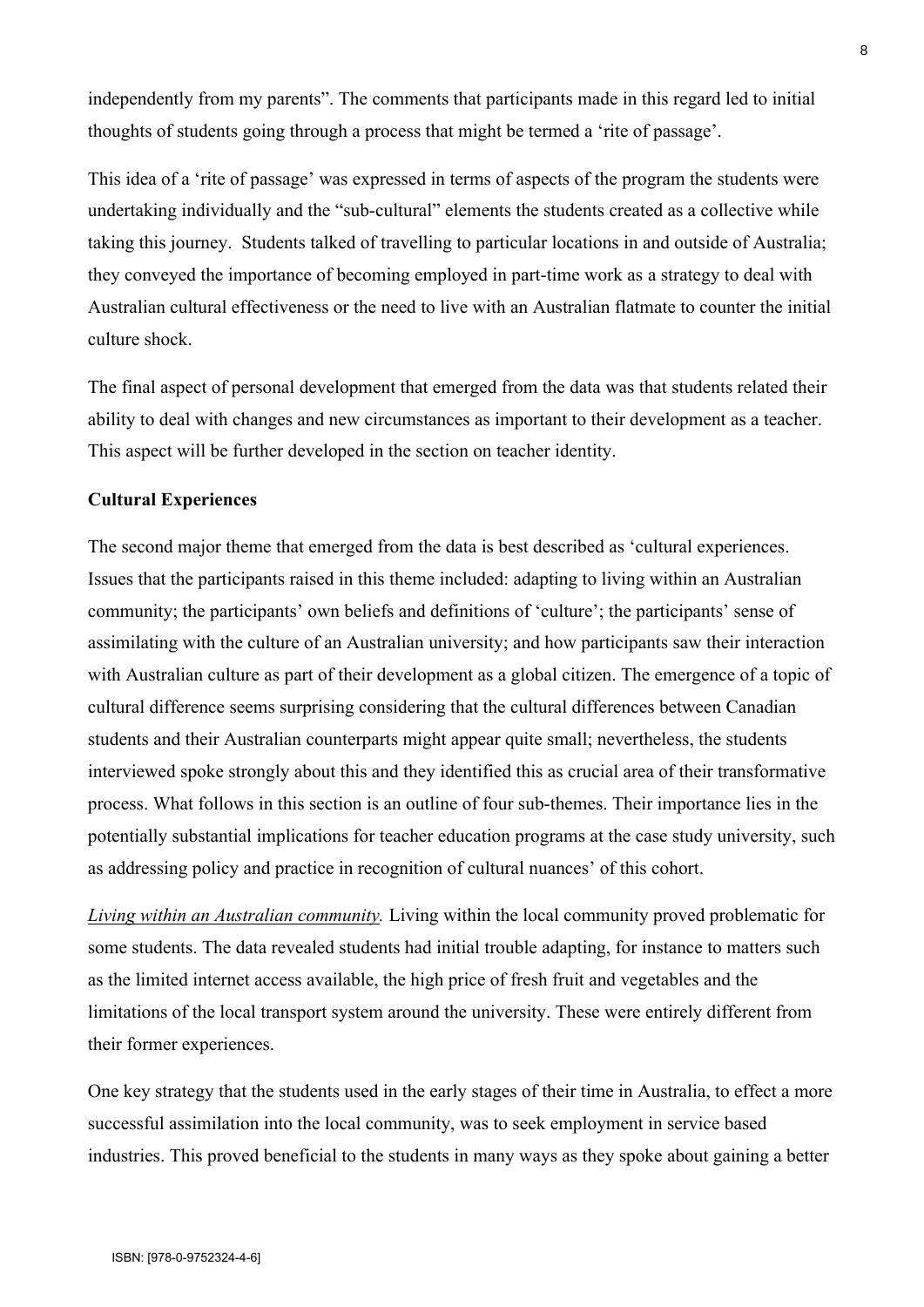independently from my parents". The comments that participants made in this regard led to initial thoughts of students going through a process that might be termed a 'rite of passage'.

This idea of a 'rite of passage' was expressed in terms of aspects of the program the students were undertaking individually and the "sub-cultural" elements the students created as a collective while taking this journey. Students talked of travelling to particular locations in and outside of Australia; they conveyed the importance of becoming employed in part-time work as a strategy to deal with Australian cultural effectiveness or the need to live with an Australian flatmate to counter the initial culture shock.

The final aspect of personal development that emerged from the data was that students related their ability to deal with changes and new circumstances as important to their development as a teacher. This aspect will be further developed in the section on teacher identity.

**Cultural Experiences**

The second major theme that emerged from the data is best described as 'cultural experiences. Issues that the participants raised in this theme included: adapting to living within an Australian community; the participants' own beliefs and definitions of 'culture'; the participants' sense of assimilating with the culture of an Australian university; and how participants saw their interaction with Australian culture as part of their development as a global citizen. The emergence of a topic of cultural difference seems surprising considering that the cultural differences between Canadian students and their Australian counterparts might appear quite small; nevertheless, the students interviewed spoke strongly about this and they identified this as crucial area of their transformative process. What follows in this section is an outline of four sub-themes. Their importance lies in the potentially substantial implications for teacher education programs at the case study university, such as addressing policy and practice in recognition of cultural nuances' of this cohort.

*Living within an Australian community.* Living within the local community proved problematic for some students. The data revealed students had initial trouble adapting, for instance to matters such as the limited internet access available, the high price of fresh fruit and vegetables and the limitations of the local transport system around the university. These were entirely different from their former experiences.

One key strategy that the students used in the early stages of their time in Australia, to effect a more successful assimilation into the local community, was to seek employment in service based industries. This proved beneficial to the students in many ways as they spoke about gaining a better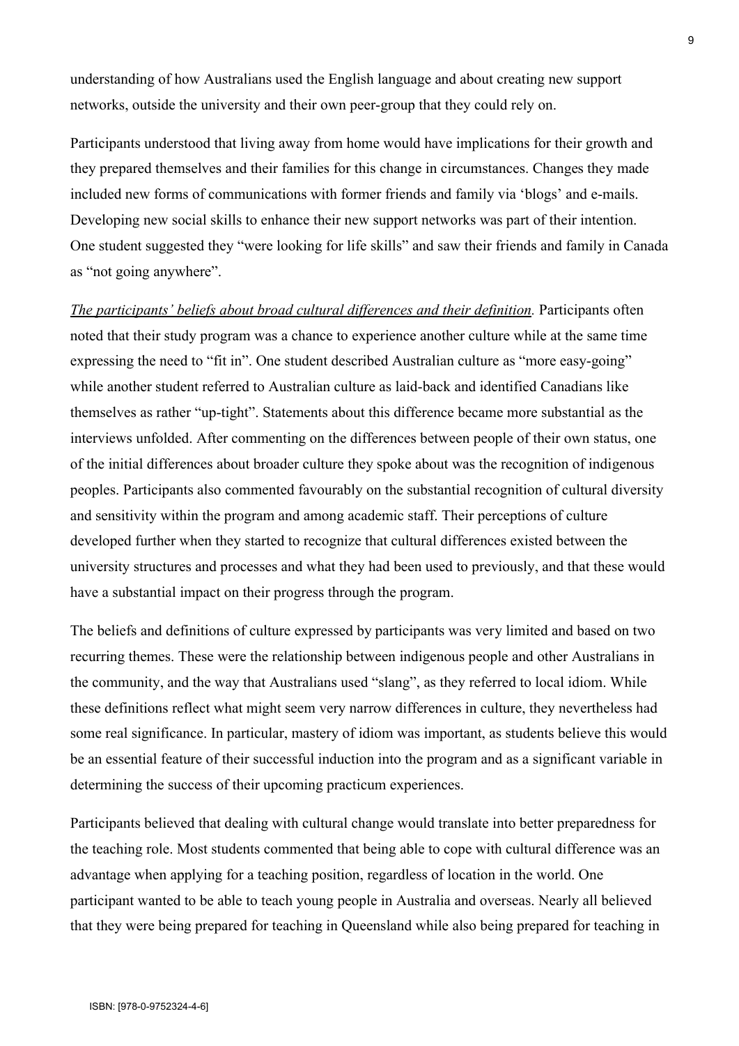understanding of how Australians used the English language and about creating new support networks, outside the university and their own peer-group that they could rely on.

Participants understood that living away from home would have implications for their growth and they prepared themselves and their families for this change in circumstances. Changes they made included new forms of communications with former friends and family via 'blogs' and e-mails. Developing new social skills to enhance their new support networks was part of their intention. One student suggested they "were looking for life skills" and saw their friends and family in Canada as "not going anywhere".

*The participants' beliefs about broad cultural differences and their definition.* Participants often noted that their study program was a chance to experience another culture while at the same time expressing the need to "fit in". One student described Australian culture as "more easy-going" while another student referred to Australian culture as laid-back and identified Canadians like themselves as rather "up-tight". Statements about this difference became more substantial as the interviews unfolded. After commenting on the differences between people of their own status, one of the initial differences about broader culture they spoke about was the recognition of indigenous peoples. Participants also commented favourably on the substantial recognition of cultural diversity and sensitivity within the program and among academic staff. Their perceptions of culture developed further when they started to recognize that cultural differences existed between the university structures and processes and what they had been used to previously, and that these would have a substantial impact on their progress through the program.

The beliefs and definitions of culture expressed by participants was very limited and based on two recurring themes. These were the relationship between indigenous people and other Australians in the community, and the way that Australians used "slang", as they referred to local idiom. While these definitions reflect what might seem very narrow differences in culture, they nevertheless had some real significance. In particular, mastery of idiom was important, as students believe this would be an essential feature of their successful induction into the program and as a significant variable in determining the success of their upcoming practicum experiences.

Participants believed that dealing with cultural change would translate into better preparedness for the teaching role. Most students commented that being able to cope with cultural difference was an advantage when applying for a teaching position, regardless of location in the world. One participant wanted to be able to teach young people in Australia and overseas. Nearly all believed that they were being prepared for teaching in Queensland while also being prepared for teaching in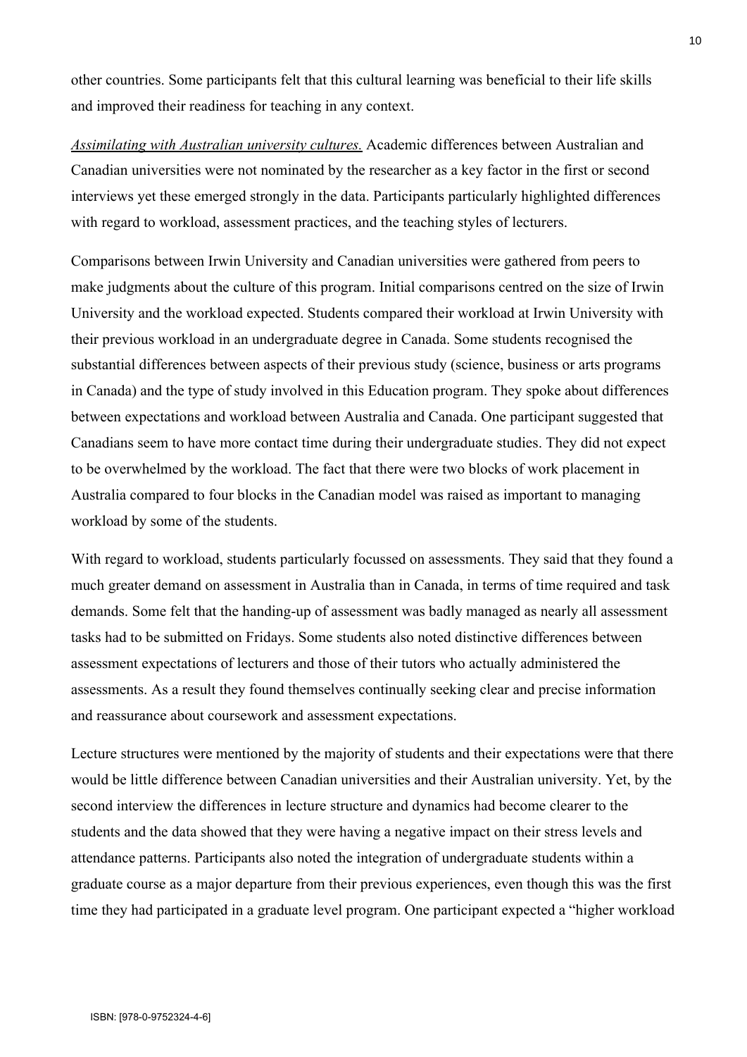other countries. Some participants felt that this cultural learning was beneficial to their life skills and improved their readiness for teaching in any context.

*Assimilating with Australian university cultures.* Academic differences between Australian and Canadian universities were not nominated by the researcher as a key factor in the first or second interviews yet these emerged strongly in the data. Participants particularly highlighted differences with regard to workload, assessment practices, and the teaching styles of lecturers.

Comparisons between Irwin University and Canadian universities were gathered from peers to make judgments about the culture of this program. Initial comparisons centred on the size of Irwin University and the workload expected. Students compared their workload at Irwin University with their previous workload in an undergraduate degree in Canada. Some students recognised the substantial differences between aspects of their previous study (science, business or arts programs in Canada) and the type of study involved in this Education program. They spoke about differences between expectations and workload between Australia and Canada. One participant suggested that Canadians seem to have more contact time during their undergraduate studies. They did not expect to be overwhelmed by the workload. The fact that there were two blocks of work placement in Australia compared to four blocks in the Canadian model was raised as important to managing workload by some of the students.

With regard to workload, students particularly focussed on assessments. They said that they found a much greater demand on assessment in Australia than in Canada, in terms of time required and task demands. Some felt that the handing-up of assessment was badly managed as nearly all assessment tasks had to be submitted on Fridays. Some students also noted distinctive differences between assessment expectations of lecturers and those of their tutors who actually administered the assessments. As a result they found themselves continually seeking clear and precise information and reassurance about coursework and assessment expectations.

Lecture structures were mentioned by the majority of students and their expectations were that there would be little difference between Canadian universities and their Australian university. Yet, by the second interview the differences in lecture structure and dynamics had become clearer to the students and the data showed that they were having a negative impact on their stress levels and attendance patterns. Participants also noted the integration of undergraduate students within a graduate course as a major departure from their previous experiences, even though this was the first time they had participated in a graduate level program. One participant expected a "higher workload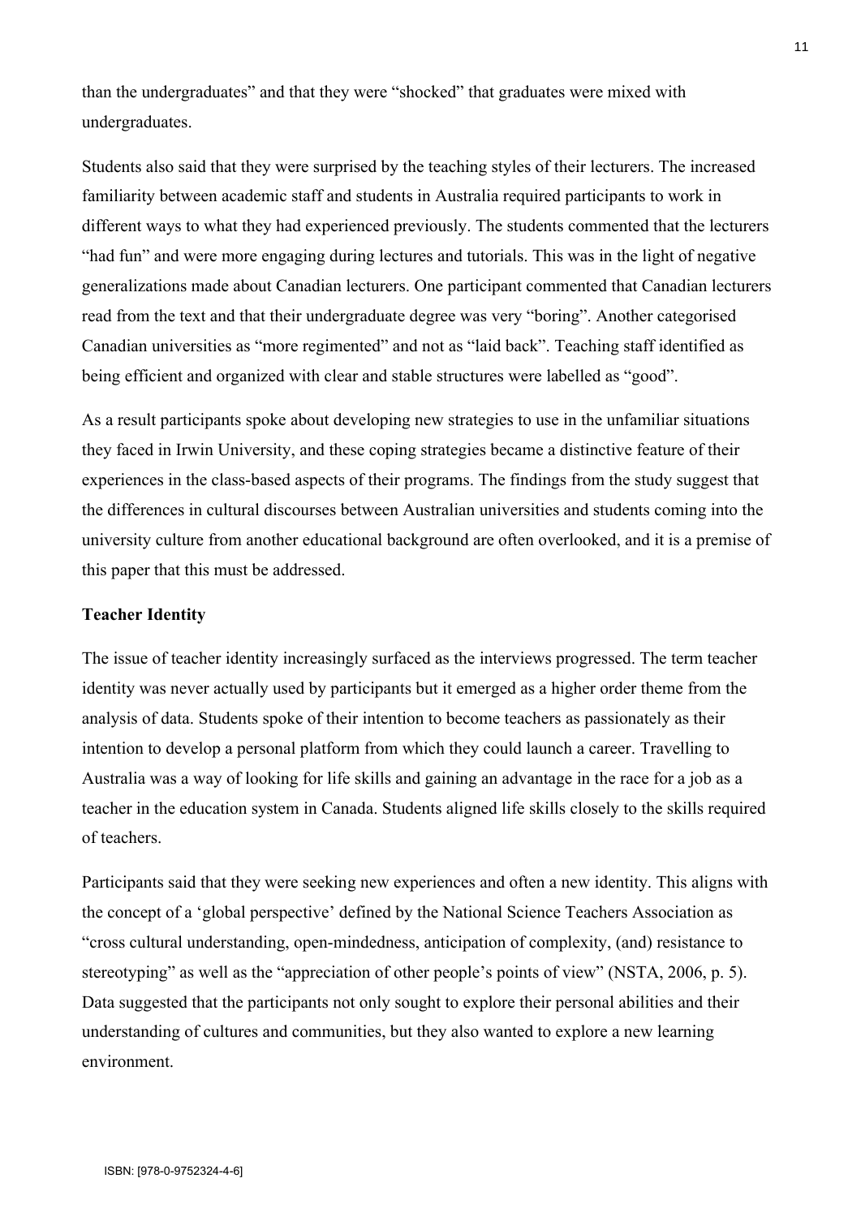than the undergraduates" and that they were "shocked" that graduates were mixed with undergraduates.

Students also said that they were surprised by the teaching styles of their lecturers. The increased familiarity between academic staff and students in Australia required participants to work in different ways to what they had experienced previously. The students commented that the lecturers "had fun" and were more engaging during lectures and tutorials. This was in the light of negative generalizations made about Canadian lecturers. One participant commented that Canadian lecturers read from the text and that their undergraduate degree was very "boring". Another categorised Canadian universities as "more regimented" and not as "laid back". Teaching staff identified as being efficient and organized with clear and stable structures were labelled as "good".

As a result participants spoke about developing new strategies to use in the unfamiliar situations they faced in Irwin University, and these coping strategies became a distinctive feature of their experiences in the class-based aspects of their programs. The findings from the study suggest that the differences in cultural discourses between Australian universities and students coming into the university culture from another educational background are often overlooked, and it is a premise of this paper that this must be addressed.

**Teacher Identity**

The issue of teacher identity increasingly surfaced as the interviews progressed. The term teacher identity was never actually used by participants but it emerged as a higher order theme from the analysis of data. Students spoke of their intention to become teachers as passionately as their intention to develop a personal platform from which they could launch a career. Travelling to Australia was a way of looking for life skills and gaining an advantage in the race for a job as a teacher in the education system in Canada. Students aligned life skills closely to the skills required of teachers.

Participants said that they were seeking new experiences and often a new identity. This aligns with the concept of a 'global perspective' defined by the National Science Teachers Association as "cross cultural understanding, open-mindedness, anticipation of complexity, (and) resistance to stereotyping" as well as the "appreciation of other people's points of view" (NSTA, 2006, p. 5). Data suggested that the participants not only sought to explore their personal abilities and their understanding of cultures and communities, but they also wanted to explore a new learning environment.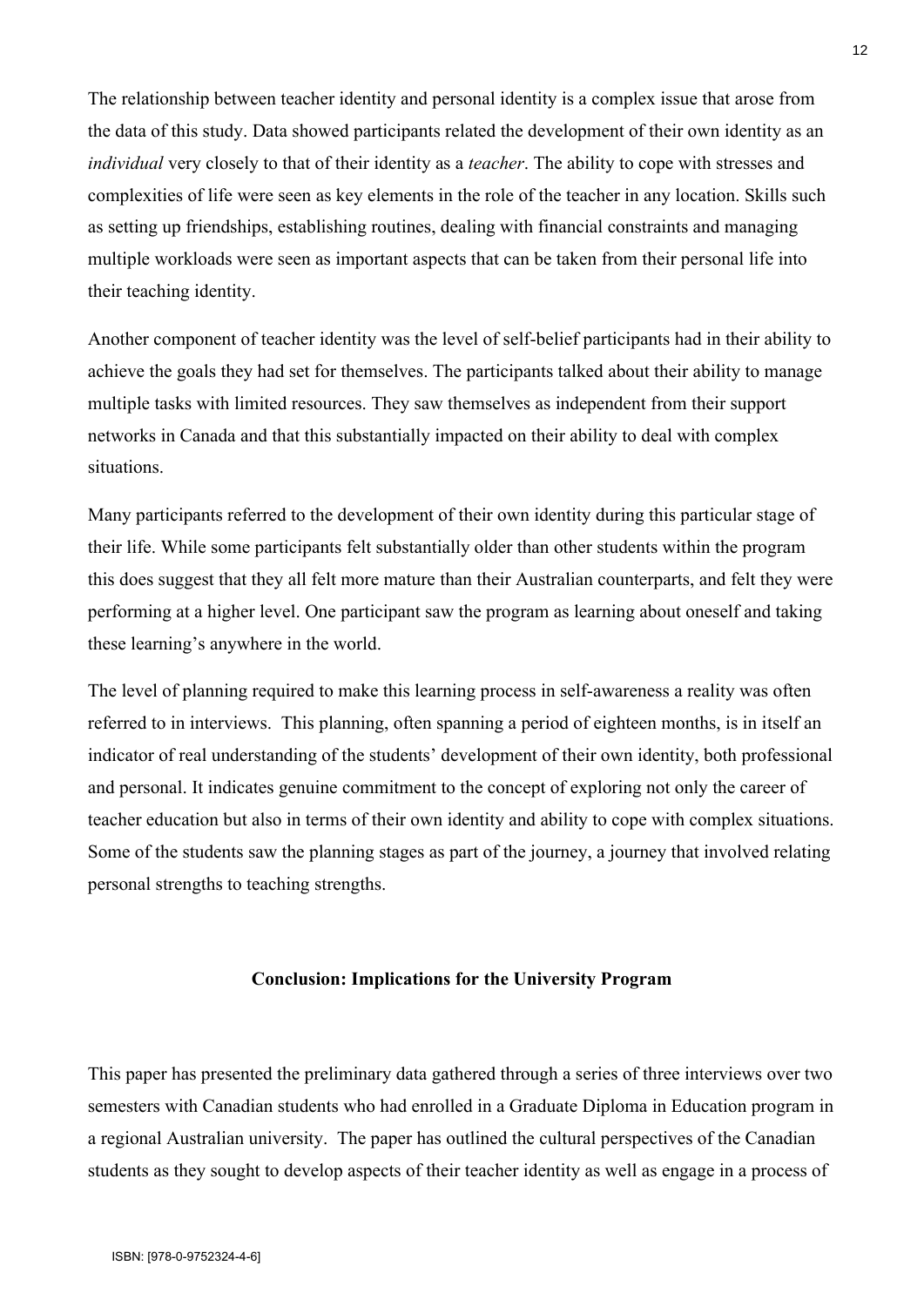The relationship between teacher identity and personal identity is a complex issue that arose from the data of this study. Data showed participants related the development of their own identity as an *individual* very closely to that of their identity as a *teacher*. The ability to cope with stresses and complexities of life were seen as key elements in the role of the teacher in any location. Skills such as setting up friendships, establishing routines, dealing with financial constraints and managing multiple workloads were seen as important aspects that can be taken from their personal life into their teaching identity.

Another component of teacher identity was the level of self-belief participants had in their ability to achieve the goals they had set for themselves. The participants talked about their ability to manage multiple tasks with limited resources. They saw themselves as independent from their support networks in Canada and that this substantially impacted on their ability to deal with complex situations.

Many participants referred to the development of their own identity during this particular stage of their life. While some participants felt substantially older than other students within the program this does suggest that they all felt more mature than their Australian counterparts, and felt they were performing at a higher level. One participant saw the program as learning about oneself and taking these learning's anywhere in the world.

The level of planning required to make this learning process in self-awareness a reality was often referred to in interviews. This planning, often spanning a period of eighteen months, is in itself an indicator of real understanding of the students' development of their own identity, both professional and personal. It indicates genuine commitment to the concept of exploring not only the career of teacher education but also in terms of their own identity and ability to cope with complex situations. Some of the students saw the planning stages as part of the journey, a journey that involved relating personal strengths to teaching strengths.

## Conclusion: Implications for the University Program

This paper has presented the preliminary data gathered through a series of three interviews over two semesters with Canadian students who had enrolled in a Graduate Diploma in Education program in a regional Australian university. The paper has outlined the cultural perspectives of the Canadian students as they sought to develop aspects of their teacher identity as well as engage in a process of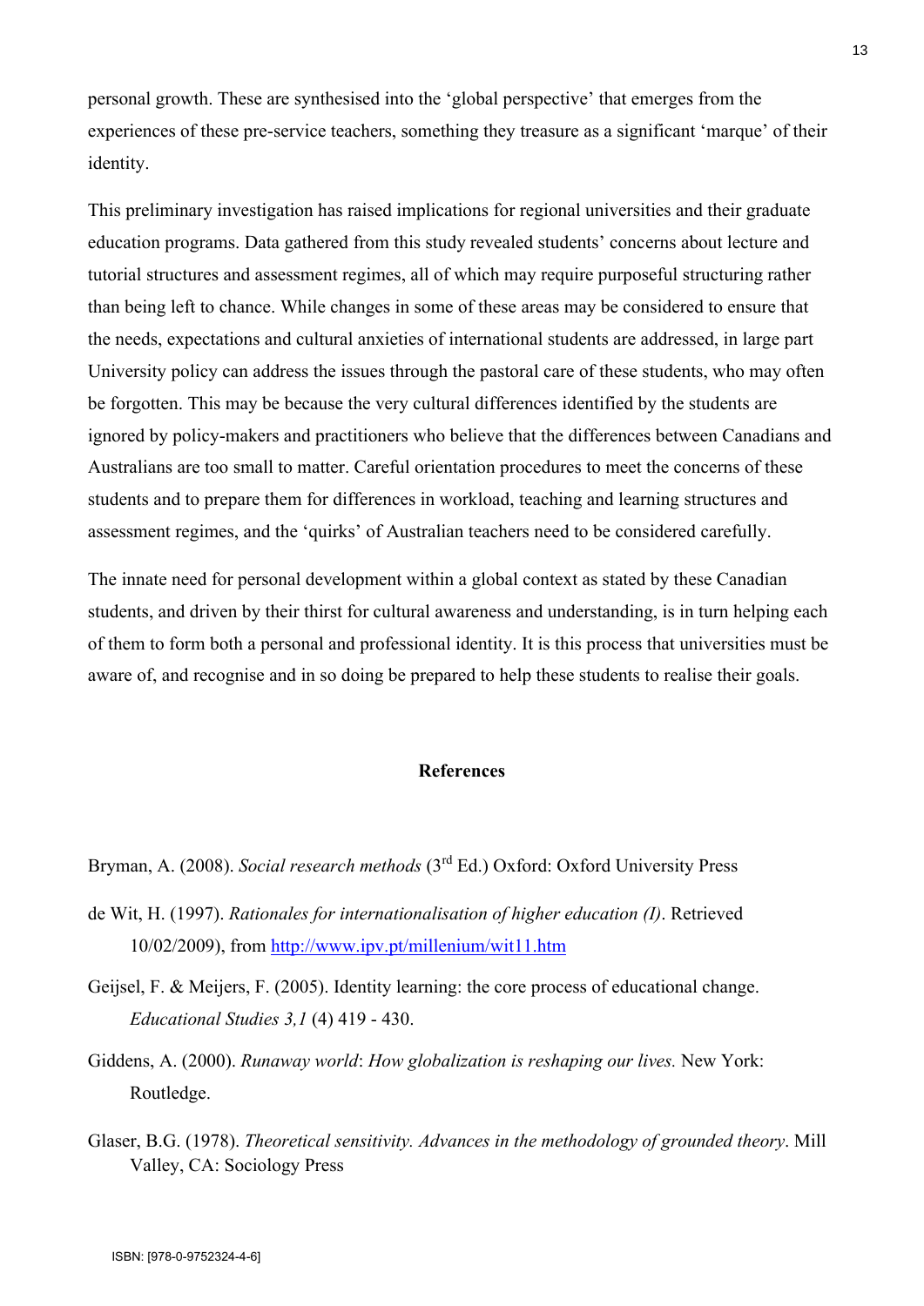personal growth. These are synthesised into the 'global perspective' that emerges from the experiences of these pre-service teachers, something they treasure as a significant 'marque' of their identity.

This preliminary investigation has raised implications for regional universities and their graduate education programs. Data gathered from this study revealed students' concerns about lecture and tutorial structures and assessment regimes, all of which may require purposeful structuring rather than being left to chance. While changes in some of these areas may be considered to ensure that the needs, expectations and cultural anxieties of international students are addressed, in large part University policy can address the issues through the pastoral care of these students, who may often be forgotten. This may be because the very cultural differences identified by the students are ignored by policy-makers and practitioners who believe that the differences between Canadians and Australians are too small to matter. Careful orientation procedures to meet the concerns of these students and to prepare them for differences in workload, teaching and learning structures and assessment regimes, and the 'quirks' of Australian teachers need to be considered carefully.

The innate need for personal development within a global context as stated by these Canadian students, and driven by their thirst for cultural awareness and understanding, is in turn helping each of them to form both a personal and professional identity. It is this process that universities must be aware of, and recognise and in so doing be prepared to help these students to realise their goals.

## References

Bryman, A. (2008). *Social research methods* (3rd Ed.) Oxford: Oxford University Press

de Wit, H. (1997). *Rationales for internationalisation of higher education (I)*. Retrieved 10/02/2009), from http://www.ipv.pt/millenium/wit11.htm

Geijsel, F. & Meijers, F. (2005). Identity learning: the core process of educational change. *Educational Studies 3,1* (4) 419 - 430.

Giddens, A. (2000). *Runaway world*: *How globalization is reshaping our lives.* New York: Routledge.

Glaser, B.G. (1978). *Theoretical sensitivity. Advances in the methodology of grounded theory*. Mill Valley, CA: Sociology Press

ISBN: [978-0-9752324-4-6]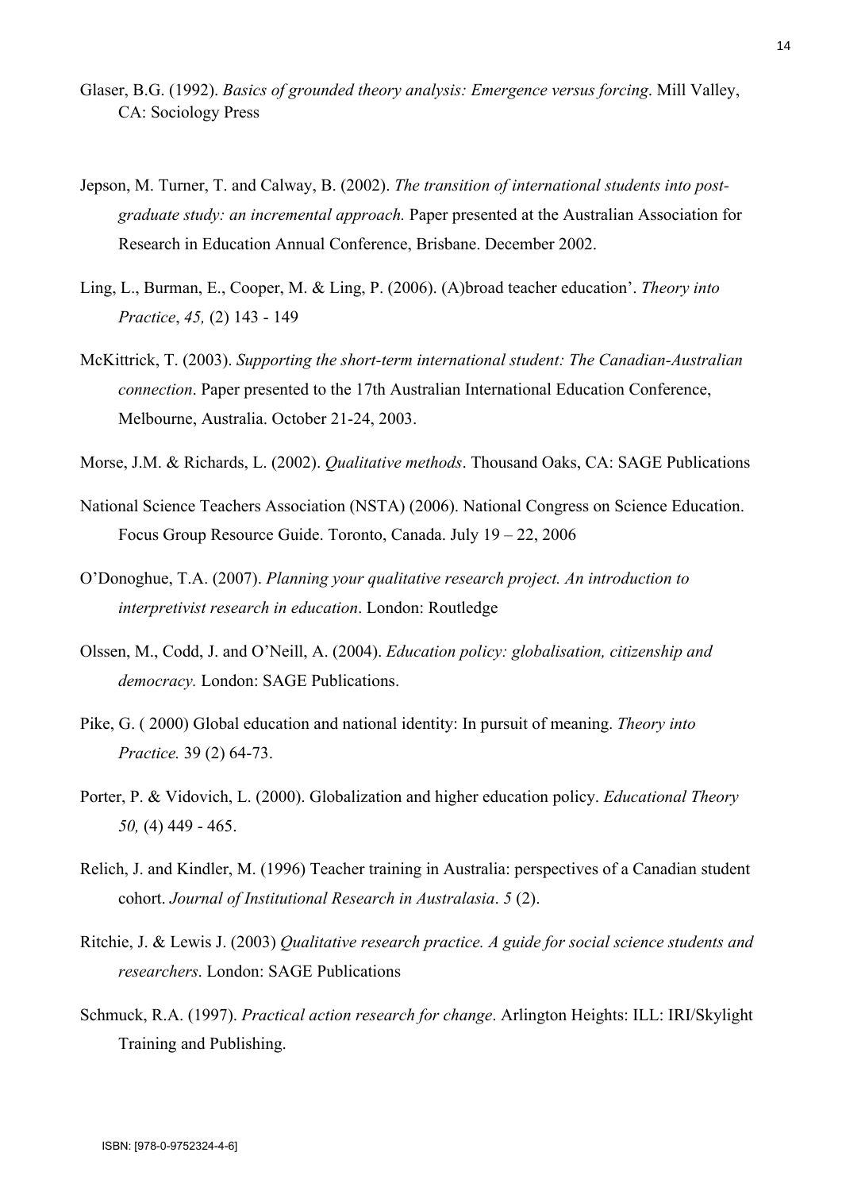Glaser, B.G. (1992). *Basics of grounded theory analysis: Emergence versus forcing*. Mill Valley, CA: Sociology Press

Jepson, M. Turner, T. and Calway, B. (2002). *The transition of international students into post-graduate study: an incremental approach.* Paper presented at the Australian Association for Research in Education Annual Conference, Brisbane. December 2002.

Ling, L., Burman, E., Cooper, M. & Ling, P. (2006). (A)broad teacher education'. *Theory into Practice*, *45,* (2) 143 - 149

McKittrick, T. (2003). *Supporting the short-term international student: The Canadian-Australian connection*. Paper presented to the 17th Australian International Education Conference, Melbourne, Australia. October 21-24, 2003.

Morse, J.M. & Richards, L. (2002). *Qualitative methods*. Thousand Oaks, CA: SAGE Publications

National Science Teachers Association (NSTA) (2006). National Congress on Science Education. Focus Group Resource Guide. Toronto, Canada. July 19 – 22, 2006

O'Donoghue, T.A. (2007). *Planning your qualitative research project. An introduction to interpretivist research in education*. London: Routledge

Olssen, M., Codd, J. and O'Neill, A. (2004). *Education policy: globalisation, citizenship and democracy.* London: SAGE Publications.

Pike, G. ( 2000) Global education and national identity: In pursuit of meaning. *Theory into Practice.* 39 (2) 64-73.

Porter, P. & Vidovich, L. (2000). Globalization and higher education policy. *Educational Theory 50,* (4) 449 - 465.

Relich, J. and Kindler, M. (1996) Teacher training in Australia: perspectives of a Canadian student cohort. *Journal of Institutional Research in Australasia*. *5* (2).

Ritchie, J. & Lewis J. (2003) *Qualitative research practice. A guide for social science students and researchers*. London: SAGE Publications

Schmuck, R.A. (1997). *Practical action research for change*. Arlington Heights: ILL: IRI/Skylight Training and Publishing.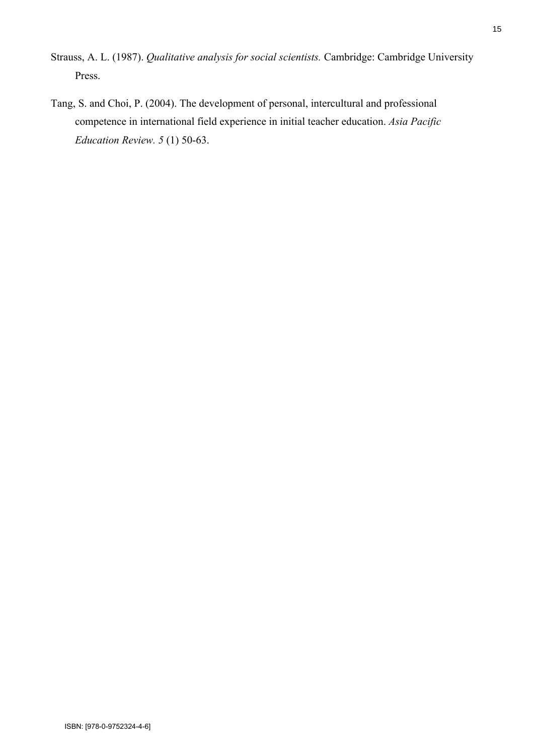Strauss, A. L. (1987). *Qualitative analysis for social scientists.* Cambridge: Cambridge University Press.

Tang, S. and Choi, P. (2004). The development of personal, intercultural and professional competence in international field experience in initial teacher education. *Asia Pacific Education Review. 5* (1) 50-63.

ISBN: [978-0-9752324-4-6]